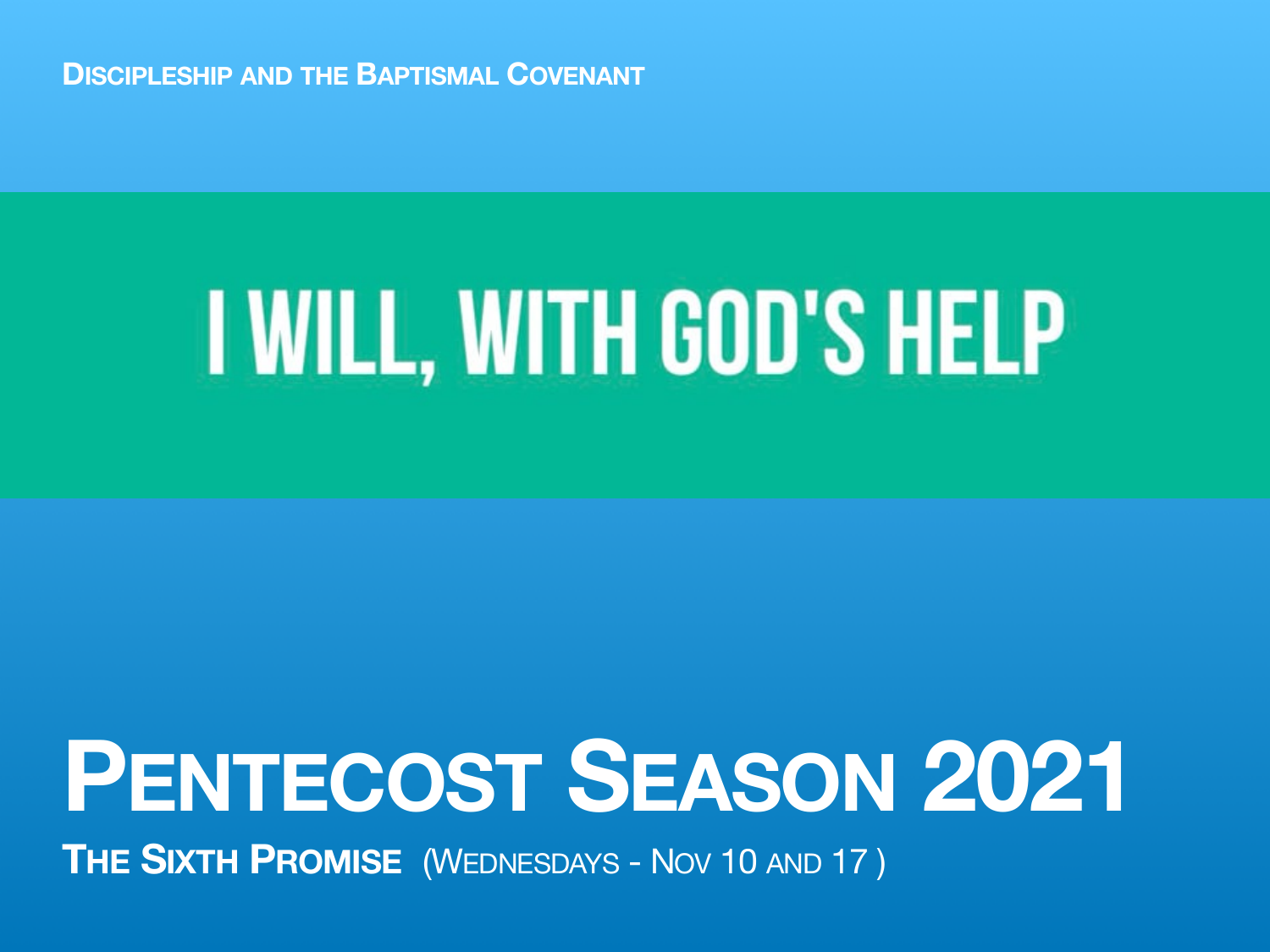**Discipleship and the Baptismal Covenant**

# I WILL, WITH GOD'S HELP

# Pentecost Season 2021

**The Sixth Promise** (Wednesdays - Nov 10 and 17 )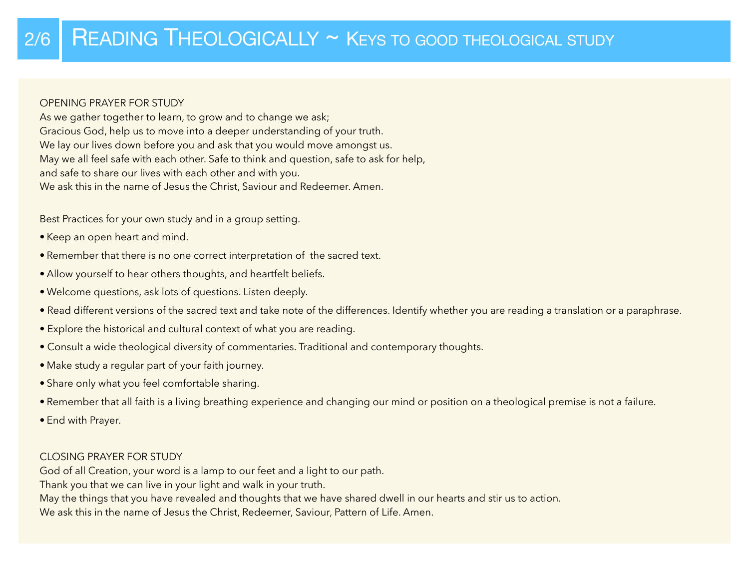# Reading Theologically ~ Keys to good theological study

## OPENING PRAYER FOR STUDY

As we gather together to learn, to grow and to change we ask;
Gracious God, help us to move into a deeper understanding of your truth.
We lay our lives down before you and ask that you would move amongst us.
May we all feel safe with each other. Safe to think and question, safe to ask for help,
and safe to share our lives with each other and with you.
We ask this in the name of Jesus the Christ, Saviour and Redeemer. Amen.

Best Practices for your own study and in a group setting.

- Keep an open heart and mind.
- Remember that there is no one correct interpretation of the sacred text.
- Allow yourself to hear others thoughts, and heartfelt beliefs.
- Welcome questions, ask lots of questions. Listen deeply.
- Read different versions of the sacred text and take note of the differences. Identify whether you are reading a translation or a paraphrase.
- Explore the historical and cultural context of what you are reading.
- Consult a wide theological diversity of commentaries. Traditional and contemporary thoughts.
- Make study a regular part of your faith journey.
- Share only what you feel comfortable sharing.
- Remember that all faith is a living breathing experience and changing our mind or position on a theological premise is not a failure.
- End with Prayer.

## CLOSING PRAYER FOR STUDY

God of all Creation, your word is a lamp to our feet and a light to our path.
Thank you that we can live in your light and walk in your truth.
May the things that you have revealed and thoughts that we have shared dwell in our hearts and stir us to action.
We ask this in the name of Jesus the Christ, Redeemer, Saviour, Pattern of Life. Amen.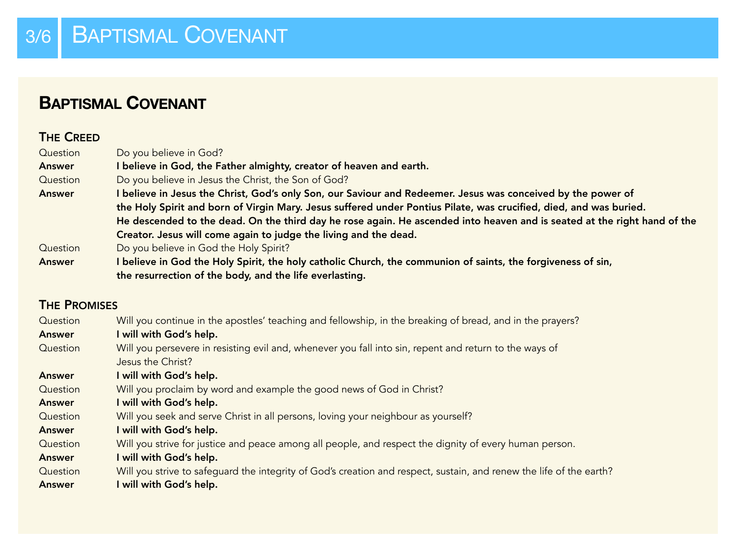# Baptismal Covenant

## Baptismal Covenant

### The Creed

Question Do you believe in God?

**Answer I believe in God, the Father almighty, creator of heaven and earth.**

Question Do you believe in Jesus the Christ, the Son of God?

**Answer I believe in Jesus the Christ, God's only Son, our Saviour and Redeemer. Jesus was conceived by the power of the Holy Spirit and born of Virgin Mary. Jesus suffered under Pontius Pilate, was crucified, died, and was buried. He descended to the dead. On the third day he rose again. He ascended into heaven and is seated at the right hand of the Creator. Jesus will come again to judge the living and the dead.**

Question Do you believe in God the Holy Spirit?

**Answer I believe in God the Holy Spirit, the holy catholic Church, the communion of saints, the forgiveness of sin, the resurrection of the body, and the life everlasting.**

### The Promises

Question Will you continue in the apostles' teaching and fellowship, in the breaking of bread, and in the prayers?

**Answer I will with God's help.**

Question Will you persevere in resisting evil and, whenever you fall into sin, repent and return to the ways of Jesus the Christ?

**Answer I will with God's help.**

Question Will you proclaim by word and example the good news of God in Christ?

**Answer I will with God's help.**

Question Will you seek and serve Christ in all persons, loving your neighbour as yourself?

**Answer I will with God's help.**

Question Will you strive for justice and peace among all people, and respect the dignity of every human person.

**Answer I will with God's help.**

Question Will you strive to safeguard the integrity of God's creation and respect, sustain, and renew the life of the earth?

**Answer I will with God's help.**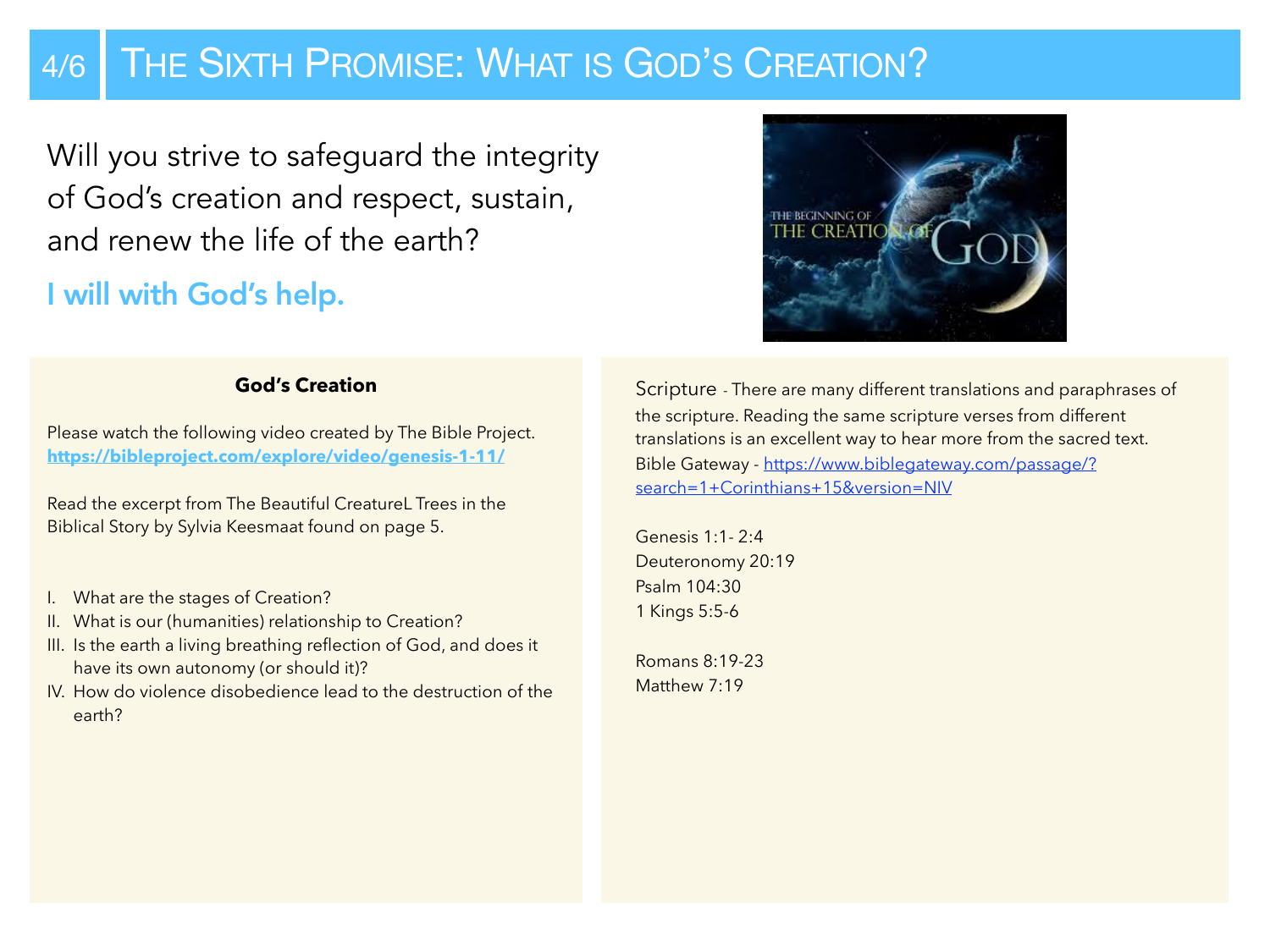# 4/6 The Sixth Promise: What is God's Creation?

Will you strive to safeguard the integrity of God's creation and respect, sustain, and renew the life of the earth?

**I will with God's help.**

### God's Creation

Please watch the following video created by The Bible Project.
**https://bibleproject.com/explore/video/genesis-1-11/**

Read the excerpt from The Beautiful CreatureL Trees in the Biblical Story by Sylvia Keesmaat found on page 5.

I. What are the stages of Creation?
II. What is our (humanities) relationship to Creation?
III. Is the earth a living breathing reflection of God, and does it have its own autonomy (or should it)?
IV. How do violence disobedience lead to the destruction of the earth?

Scripture - There are many different translations and paraphrases of the scripture. Reading the same scripture verses from different translations is an excellent way to hear more from the sacred text. Bible Gateway - https://www.biblegateway.com/passage/?search=1+Corinthians+15&version=NIV

Genesis 1:1- 2:4
Deuteronomy 20:19
Psalm 104:30
1 Kings 5:5-6

Romans 8:19-23
Matthew 7:19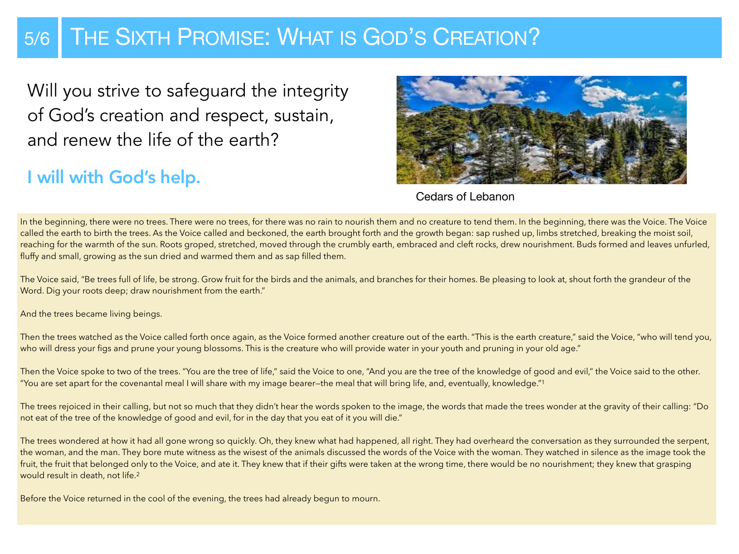# The Sixth Promise: What is God's Creation?

Will you strive to safeguard the integrity of God's creation and respect, sustain, and renew the life of the earth?

**I will with God's help.**

Cedars of Lebanon

In the beginning, there were no trees. There were no trees, for there was no rain to nourish them and no creature to tend them. In the beginning, there was the Voice. The Voice called the earth to birth the trees. As the Voice called and beckoned, the earth brought forth and the growth began: sap rushed up, limbs stretched, breaking the moist soil, reaching for the warmth of the sun. Roots groped, stretched, moved through the crumbly earth, embraced and cleft rocks, drew nourishment. Buds formed and leaves unfurled, fluffy and small, growing as the sun dried and warmed them and as sap filled them.

The Voice said, "Be trees full of life, be strong. Grow fruit for the birds and the animals, and branches for their homes. Be pleasing to look at, shout forth the grandeur of the Word. Dig your roots deep; draw nourishment from the earth."

And the trees became living beings.

Then the trees watched as the Voice called forth once again, as the Voice formed another creature out of the earth. "This is the earth creature," said the Voice, "who will tend you, who will dress your figs and prune your young blossoms. This is the creature who will provide water in your youth and pruning in your old age."

Then the Voice spoke to two of the trees. "You are the tree of life," said the Voice to one, "And you are the tree of the knowledge of good and evil," the Voice said to the other. "You are set apart for the covenantal meal I will share with my image bearer—the meal that will bring life, and, eventually, knowledge."[1]

The trees rejoiced in their calling, but not so much that they didn't hear the words spoken to the image, the words that made the trees wonder at the gravity of their calling: "Do not eat of the tree of the knowledge of good and evil, for in the day that you eat of it you will die."

The trees wondered at how it had all gone wrong so quickly. Oh, they knew what had happened, all right. They had overheard the conversation as they surrounded the serpent, the woman, and the man. They bore mute witness as the wisest of the animals discussed the words of the Voice with the woman. They watched in silence as the image took the fruit, the fruit that belonged only to the Voice, and ate it. They knew that if their gifts were taken at the wrong time, there would be no nourishment; they knew that grasping would result in death, not life.[2]

Before the Voice returned in the cool of the evening, the trees had already begun to mourn.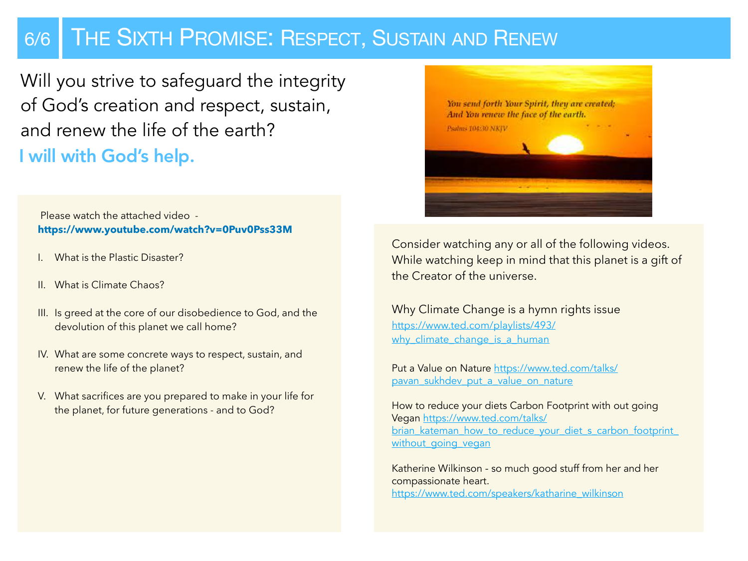# The Sixth Promise: Respect, Sustain and Renew

Will you strive to safeguard the integrity of God's creation and respect, sustain, and renew the life of the earth?

**I will with God's help.**

Please watch the attached video - **https://www.youtube.com/watch?v=0Puv0Pss33M**

I. What is the Plastic Disaster?

II. What is Climate Chaos?

III. Is greed at the core of our disobedience to God, and the devolution of this planet we call home?

IV. What are some concrete ways to respect, sustain, and renew the life of the planet?

V. What sacrifices are you prepared to make in your life for the planet, for future generations - and to God?

*You send forth Your Spirit, they are created;*
*And You renew the face of the earth.*
Psalms 104:30 NKJV

Consider watching any or all of the following videos. While watching keep in mind that this planet is a gift of the Creator of the universe.

Why Climate Change is a hymn rights issue
https://www.ted.com/playlists/493/why_climate_change_is_a_human

Put a Value on Nature https://www.ted.com/talks/pavan_sukhdev_put_a_value_on_nature

How to reduce your diets Carbon Footprint with out going Vegan https://www.ted.com/talks/brian_kateman_how_to_reduce_your_diet_s_carbon_footprint_without_going_vegan

Katherine Wilkinson - so much good stuff from her and her compassionate heart.
https://www.ted.com/speakers/katharine_wilkinson